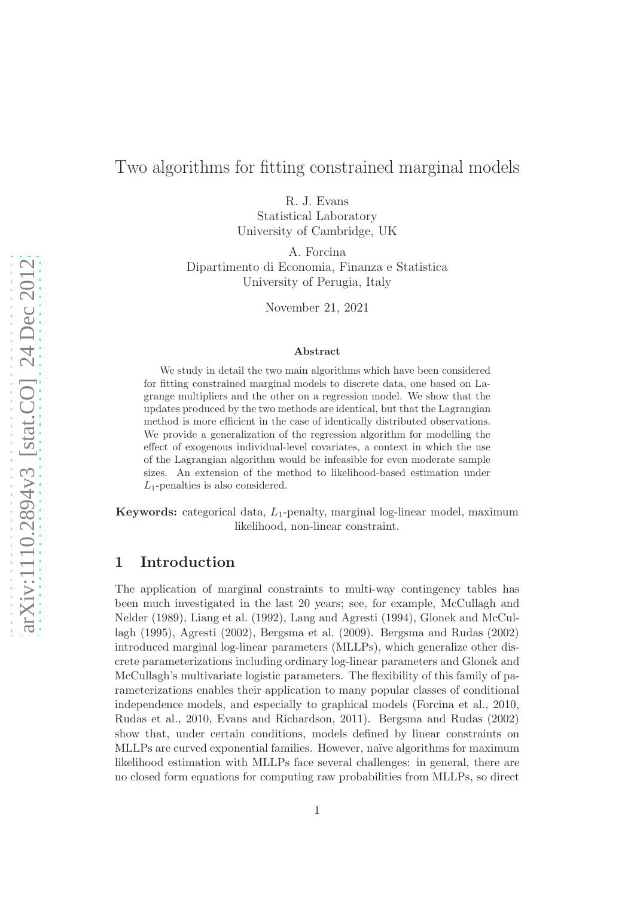# Two algorithms for fitting constrained marginal models

R. J. Evans
Statistical Laboratory
University of Cambridge, UK

A. Forcina
Dipartimento di Economia, Finanza e Statistica
University of Perugia, Italy

November 21, 2021

### Abstract

We study in detail the two main algorithms which have been considered for fitting constrained marginal models to discrete data, one based on Lagrange multipliers and the other on a regression model. We show that the updates produced by the two methods are identical, but that the Lagrangian method is more efficient in the case of identically distributed observations. We provide a generalization of the regression algorithm for modelling the effect of exogenous individual-level covariates, a context in which the use of the Lagrangian algorithm would be infeasible for even moderate sample sizes. An extension of the method to likelihood-based estimation under $L_1$-penalties is also considered.

**Keywords:** categorical data, $L_1$-penalty, marginal log-linear model, maximum likelihood, non-linear constraint.

## 1 Introduction

The application of marginal constraints to multi-way contingency tables has been much investigated in the last 20 years; see, for example, McCullagh and Nelder (1989), Liang et al. (1992), Lang and Agresti (1994), Glonek and McCullagh (1995), Agresti (2002), Bergsma et al. (2009). Bergsma and Rudas (2002) introduced marginal log-linear parameters (MLLPs), which generalize other discrete parameterizations including ordinary log-linear parameters and Glonek and McCullagh's multivariate logistic parameters. The flexibility of this family of parameterizations enables their application to many popular classes of conditional independence models, and especially to graphical models (Forcina et al., 2010, Rudas et al., 2010, Evans and Richardson, 2011). Bergsma and Rudas (2002) show that, under certain conditions, models defined by linear constraints on MLLPs are curved exponential families. However, naïve algorithms for maximum likelihood estimation with MLLPs face several challenges: in general, there are no closed form equations for computing raw probabilities from MLLPs, so direct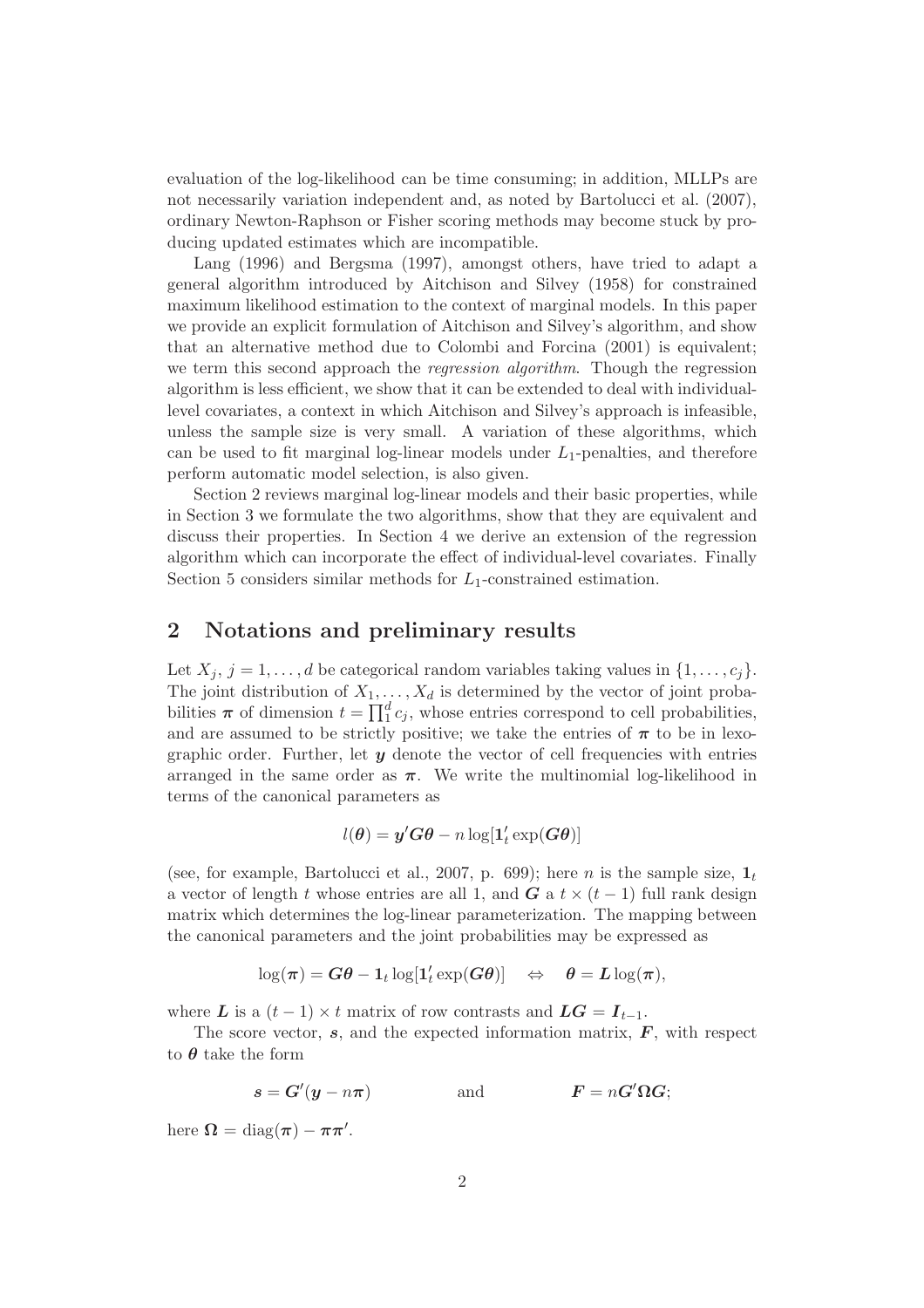evaluation of the log-likelihood can be time consuming; in addition, MLLPs are not necessarily variation independent and, as noted by Bartolucci et al. (2007), ordinary Newton-Raphson or Fisher scoring methods may become stuck by producing updated estimates which are incompatible.

Lang (1996) and Bergsma (1997), amongst others, have tried to adapt a general algorithm introduced by Aitchison and Silvey (1958) for constrained maximum likelihood estimation to the context of marginal models. In this paper we provide an explicit formulation of Aitchison and Silvey's algorithm, and show that an alternative method due to Colombi and Forcina (2001) is equivalent; we term this second approach the *regression algorithm*. Though the regression algorithm is less efficient, we show that it can be extended to deal with individual-level covariates, a context in which Aitchison and Silvey's approach is infeasible, unless the sample size is very small. A variation of these algorithms, which can be used to fit marginal log-linear models under $L_1$-penalties, and therefore perform automatic model selection, is also given.

Section 2 reviews marginal log-linear models and their basic properties, while in Section 3 we formulate the two algorithms, show that they are equivalent and discuss their properties. In Section 4 we derive an extension of the regression algorithm which can incorporate the effect of individual-level covariates. Finally Section 5 considers similar methods for $L_1$-constrained estimation.

## 2 Notations and preliminary results

Let $X_j$, $j = 1, \ldots, d$ be categorical random variables taking values in $\{1, \ldots, c_j\}$. The joint distribution of $X_1, \ldots, X_d$ is determined by the vector of joint probabilities $\boldsymbol{\pi}$ of dimension $t = \prod_1^d c_j$, whose entries correspond to cell probabilities, and are assumed to be strictly positive; we take the entries of $\boldsymbol{\pi}$ to be in lexographic order. Further, let $\boldsymbol{y}$ denote the vector of cell frequencies with entries arranged in the same order as $\boldsymbol{\pi}$. We write the multinomial log-likelihood in terms of the canonical parameters as

$$l(\boldsymbol{\theta}) = \boldsymbol{y}'\boldsymbol{G}\boldsymbol{\theta} - n \log[\boldsymbol{1}_t' \exp(\boldsymbol{G}\boldsymbol{\theta})]$$

(see, for example, Bartolucci et al., 2007, p. 699); here $n$ is the sample size, $\boldsymbol{1}_t$ a vector of length $t$ whose entries are all 1, and $\boldsymbol{G}$ a $t \times (t-1)$ full rank design matrix which determines the log-linear parameterization. The mapping between the canonical parameters and the joint probabilities may be expressed as

$$\log(\boldsymbol{\pi}) = \boldsymbol{G}\boldsymbol{\theta} - \boldsymbol{1}_t \log[\boldsymbol{1}_t' \exp(\boldsymbol{G}\boldsymbol{\theta})] \quad \Leftrightarrow \quad \boldsymbol{\theta} = \boldsymbol{L} \log(\boldsymbol{\pi}),$$

where $\boldsymbol{L}$ is a $(t-1) \times t$ matrix of row contrasts and $\boldsymbol{L}\boldsymbol{G} = \boldsymbol{I}_{t-1}$.

The score vector, $\boldsymbol{s}$, and the expected information matrix, $\boldsymbol{F}$, with respect to $\boldsymbol{\theta}$ take the form

$$\boldsymbol{s} = \boldsymbol{G}'(\boldsymbol{y} - n\boldsymbol{\pi}) \qquad \text{and} \qquad \boldsymbol{F} = n\boldsymbol{G}'\boldsymbol{\Omega}\boldsymbol{G};$$

here $\boldsymbol{\Omega} = \text{diag}(\boldsymbol{\pi}) - \boldsymbol{\pi}\boldsymbol{\pi}'$.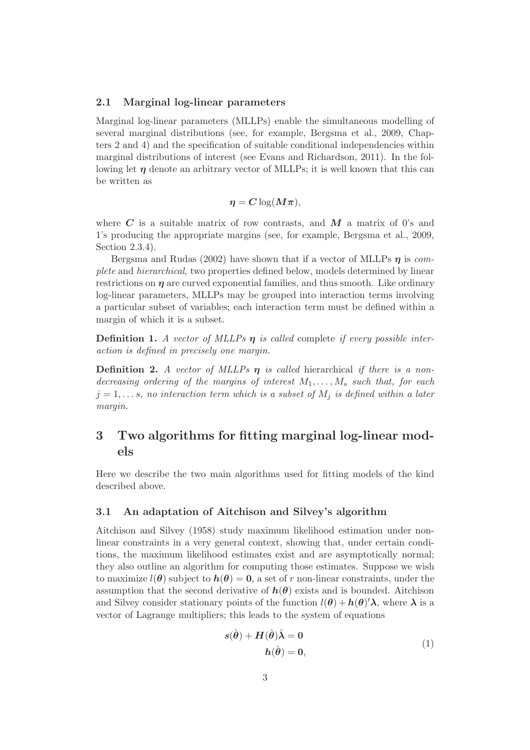### 2.1 Marginal log-linear parameters

Marginal log-linear parameters (MLLPs) enable the simultaneous modelling of several marginal distributions (see, for example, Bergsma et al., 2009, Chapters 2 and 4) and the specification of suitable conditional independencies within marginal distributions of interest (see Evans and Richardson, 2011). In the following let $\boldsymbol{\eta}$ denote an arbitrary vector of MLLPs; it is well known that this can be written as

$$\boldsymbol{\eta} = \boldsymbol{C} \log(\boldsymbol{M}\boldsymbol{\pi}),$$

where $\boldsymbol{C}$ is a suitable matrix of row contrasts, and $\boldsymbol{M}$ a matrix of 0's and 1's producing the appropriate margins (see, for example, Bergsma et al., 2009, Section 2.3.4).

Bergsma and Rudas (2002) have shown that if a vector of MLLPs $\boldsymbol{\eta}$ is *complete* and *hierarchical*, two properties defined below, models determined by linear restrictions on $\boldsymbol{\eta}$ are curved exponential families, and thus smooth. Like ordinary log-linear parameters, MLLPs may be grouped into interaction terms involving a particular subset of variables; each interaction term must be defined within a margin of which it is a subset.

**Definition 1.** *A vector of MLLPs $\boldsymbol{\eta}$ is called* complete *if every possible interaction is defined in precisely one margin.*

**Definition 2.** *A vector of MLLPs $\boldsymbol{\eta}$ is called* hierarchical *if there is a non-decreasing ordering of the margins of interest $M_1, \ldots, M_s$ such that, for each $j = 1, \ldots s$, no interaction term which is a subset of $M_j$ is defined within a later margin.*

## 3 Two algorithms for fitting marginal log-linear models

Here we describe the two main algorithms used for fitting models of the kind described above.

### 3.1 An adaptation of Aitchison and Silvey's algorithm

Aitchison and Silvey (1958) study maximum likelihood estimation under non-linear constraints in a very general context, showing that, under certain conditions, the maximum likelihood estimates exist and are asymptotically normal; they also outline an algorithm for computing those estimates. Suppose we wish to maximize $l(\boldsymbol{\theta})$ subject to $\boldsymbol{h}(\boldsymbol{\theta}) = \boldsymbol{0}$, a set of $r$ non-linear constraints, under the assumption that the second derivative of $\boldsymbol{h}(\boldsymbol{\theta})$ exists and is bounded. Aitchison and Silvey consider stationary points of the function $l(\boldsymbol{\theta}) + \boldsymbol{h}(\boldsymbol{\theta})'\boldsymbol{\lambda}$, where $\boldsymbol{\lambda}$ is a vector of Lagrange multipliers; this leads to the system of equations

$$\begin{aligned} \boldsymbol{s}(\hat{\boldsymbol{\theta}}) + \boldsymbol{H}(\hat{\boldsymbol{\theta}})\hat{\boldsymbol{\lambda}} &= \boldsymbol{0} \\ \boldsymbol{h}(\hat{\boldsymbol{\theta}}) &= \boldsymbol{0}, \end{aligned} \tag{1}$$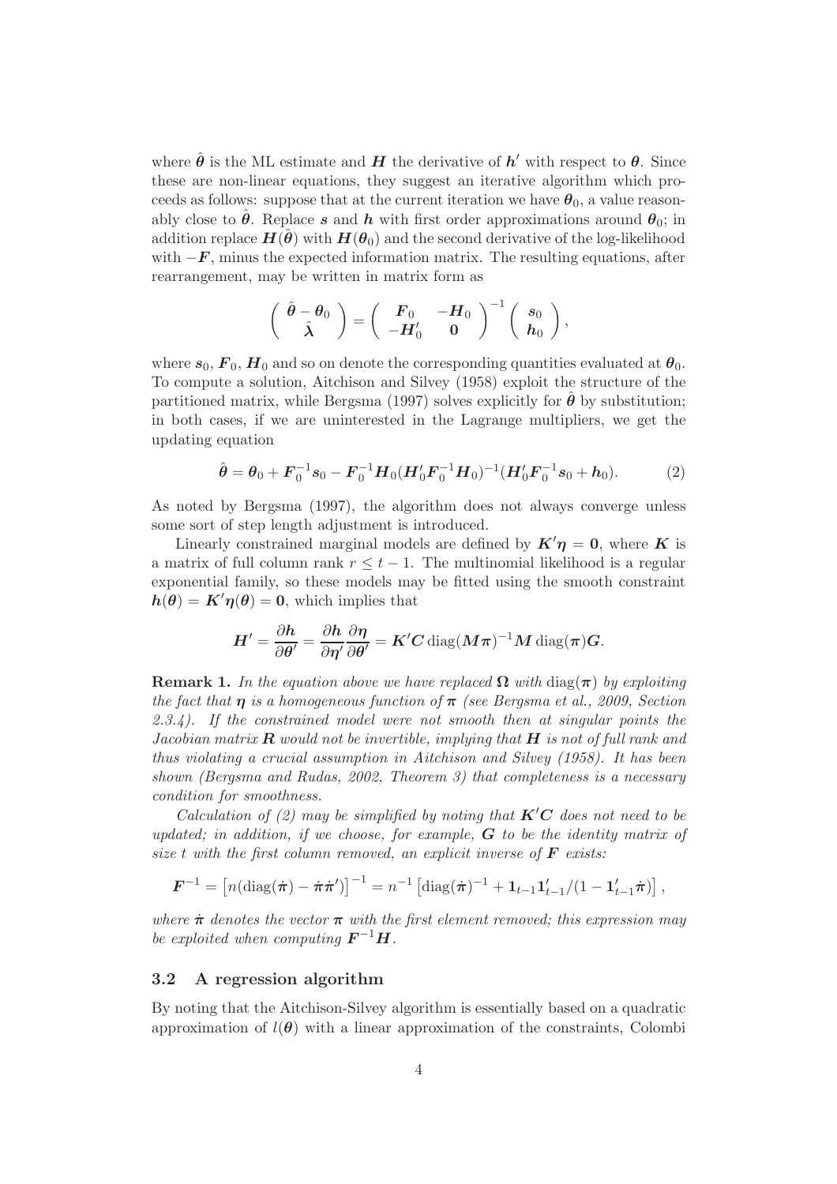where $\hat{\boldsymbol{\theta}}$ is the ML estimate and $\boldsymbol{H}$ the derivative of $\boldsymbol{h}'$ with respect to $\boldsymbol{\theta}$. Since these are non-linear equations, they suggest an iterative algorithm which proceeds as follows: suppose that at the current iteration we have $\boldsymbol{\theta}_0$, a value reasonably close to $\hat{\boldsymbol{\theta}}$. Replace $\boldsymbol{s}$ and $\boldsymbol{h}$ with first order approximations around $\boldsymbol{\theta}_0$; in addition replace $\boldsymbol{H}(\hat{\boldsymbol{\theta}})$ with $\boldsymbol{H}(\boldsymbol{\theta}_0)$ and the second derivative of the log-likelihood with $-\boldsymbol{F}$, minus the expected information matrix. The resulting equations, after rearrangement, may be written in matrix form as

$$\begin{pmatrix} \hat{\boldsymbol{\theta}} - \boldsymbol{\theta}_0 \\ \hat{\boldsymbol{\lambda}} \end{pmatrix} = \begin{pmatrix} \boldsymbol{F}_0 & -\boldsymbol{H}_0 \\ -\boldsymbol{H}_0' & \boldsymbol{0} \end{pmatrix}^{-1} \begin{pmatrix} \boldsymbol{s}_0 \\ \boldsymbol{h}_0 \end{pmatrix},$$

where $\boldsymbol{s}_0$, $\boldsymbol{F}_0$, $\boldsymbol{H}_0$ and so on denote the corresponding quantities evaluated at $\boldsymbol{\theta}_0$. To compute a solution, Aitchison and Silvey (1958) exploit the structure of the partitioned matrix, while Bergsma (1997) solves explicitly for $\hat{\boldsymbol{\theta}}$ by substitution; in both cases, if we are uninterested in the Lagrange multipliers, we get the updating equation

$$\hat{\boldsymbol{\theta}} = \boldsymbol{\theta}_0 + \boldsymbol{F}_0^{-1}\boldsymbol{s}_0 - \boldsymbol{F}_0^{-1}\boldsymbol{H}_0(\boldsymbol{H}_0'\boldsymbol{F}_0^{-1}\boldsymbol{H}_0)^{-1}(\boldsymbol{H}_0'\boldsymbol{F}_0^{-1}\boldsymbol{s}_0 + \boldsymbol{h}_0). \tag{2}$$

As noted by Bergsma (1997), the algorithm does not always converge unless some sort of step length adjustment is introduced.

Linearly constrained marginal models are defined by $\boldsymbol{K}'\boldsymbol{\eta} = \boldsymbol{0}$, where $\boldsymbol{K}$ is a matrix of full column rank $r \leq t-1$. The multinomial likelihood is a regular exponential family, so these models may be fitted using the smooth constraint $\boldsymbol{h}(\boldsymbol{\theta}) = \boldsymbol{K}'\boldsymbol{\eta}(\boldsymbol{\theta}) = \boldsymbol{0}$, which implies that

$$\boldsymbol{H}' = \frac{\partial \boldsymbol{h}}{\partial \boldsymbol{\theta}'} = \frac{\partial \boldsymbol{h}}{\partial \boldsymbol{\eta}'}\frac{\partial \boldsymbol{\eta}}{\partial \boldsymbol{\theta}'} = \boldsymbol{K}'\boldsymbol{C}\operatorname{diag}(\boldsymbol{M}\boldsymbol{\pi})^{-1}\boldsymbol{M}\operatorname{diag}(\boldsymbol{\pi})\boldsymbol{G}.$$

**Remark 1.** *In the equation above we have replaced $\boldsymbol{\Omega}$ with $\operatorname{diag}(\boldsymbol{\pi})$ by exploiting the fact that $\boldsymbol{\eta}$ is a homogeneous function of $\boldsymbol{\pi}$ (see Bergsma et al., 2009, Section 2.3.4). If the constrained model were not smooth then at singular points the Jacobian matrix $\boldsymbol{R}$ would not be invertible, implying that $\boldsymbol{H}$ is not of full rank and thus violating a crucial assumption in Aitchison and Silvey (1958). It has been shown (Bergsma and Rudas, 2002, Theorem 3) that completeness is a necessary condition for smoothness.*

*Calculation of (2) may be simplified by noting that $\boldsymbol{K}'\boldsymbol{C}$ does not need to be updated; in addition, if we choose, for example, $\boldsymbol{G}$ to be the identity matrix of size $t$ with the first column removed, an explicit inverse of $\boldsymbol{F}$ exists:*

$$\boldsymbol{F}^{-1} = \left[n(\operatorname{diag}(\dot{\boldsymbol{\pi}}) - \dot{\boldsymbol{\pi}}\dot{\boldsymbol{\pi}}')\right]^{-1} = n^{-1}\left[\operatorname{diag}(\dot{\boldsymbol{\pi}})^{-1} + \boldsymbol{1}_{t-1}\boldsymbol{1}_{t-1}'/(1 - \boldsymbol{1}_{t-1}'\dot{\boldsymbol{\pi}})\right],$$

*where $\dot{\boldsymbol{\pi}}$ denotes the vector $\boldsymbol{\pi}$ with the first element removed; this expression may be exploited when computing $\boldsymbol{F}^{-1}\boldsymbol{H}$.*

### 3.2 A regression algorithm

By noting that the Aitchison-Silvey algorithm is essentially based on a quadratic approximation of $l(\boldsymbol{\theta})$ with a linear approximation of the constraints, Colombi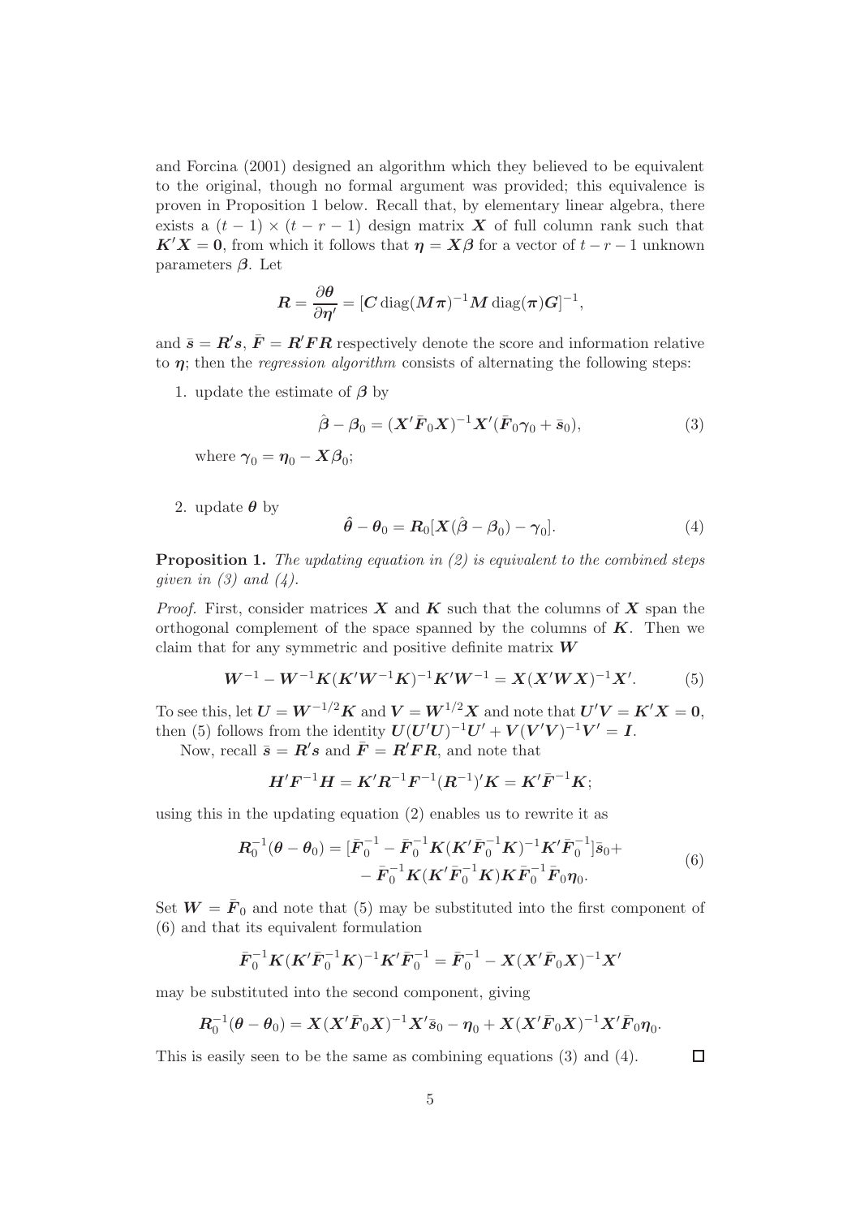and Forcina (2001) designed an algorithm which they believed to be equivalent to the original, though no formal argument was provided; this equivalence is proven in Proposition 1 below. Recall that, by elementary linear algebra, there exists a $(t-1)\times(t-r-1)$ design matrix $\boldsymbol{X}$ of full column rank such that $\boldsymbol{K}'\boldsymbol{X} = \boldsymbol{0}$, from which it follows that $\boldsymbol{\eta} = \boldsymbol{X}\boldsymbol{\beta}$ for a vector of $t-r-1$ unknown parameters $\boldsymbol{\beta}$. Let

$$\boldsymbol{R} = \frac{\partial \boldsymbol{\theta}}{\partial \boldsymbol{\eta}'} = [\boldsymbol{C}\,\mathrm{diag}(\boldsymbol{M}\boldsymbol{\pi})^{-1}\boldsymbol{M}\,\mathrm{diag}(\boldsymbol{\pi})\boldsymbol{G}]^{-1},$$

and $\bar{\boldsymbol{s}} = \boldsymbol{R}'\boldsymbol{s}$, $\bar{\boldsymbol{F}} = \boldsymbol{R}'\boldsymbol{F}\boldsymbol{R}$ respectively denote the score and information relative to $\boldsymbol{\eta}$; then the *regression algorithm* consists of alternating the following steps:

1. update the estimate of $\boldsymbol{\beta}$ by

$$\hat{\boldsymbol{\beta}} - \boldsymbol{\beta}_0 = (\boldsymbol{X}'\bar{\boldsymbol{F}}_0\boldsymbol{X})^{-1}\boldsymbol{X}'(\bar{\boldsymbol{F}}_0\boldsymbol{\gamma}_0 + \bar{\boldsymbol{s}}_0), \tag{3}$$

   where $\boldsymbol{\gamma}_0 = \boldsymbol{\eta}_0 - \boldsymbol{X}\boldsymbol{\beta}_0$;

2. update $\boldsymbol{\theta}$ by

$$\hat{\boldsymbol{\theta}} - \boldsymbol{\theta}_0 = \boldsymbol{R}_0[\boldsymbol{X}(\hat{\boldsymbol{\beta}} - \boldsymbol{\beta}_0) - \boldsymbol{\gamma}_0]. \tag{4}$$

**Proposition 1.** *The updating equation in (2) is equivalent to the combined steps given in (3) and (4).*

*Proof.* First, consider matrices $\boldsymbol{X}$ and $\boldsymbol{K}$ such that the columns of $\boldsymbol{X}$ span the orthogonal complement of the space spanned by the columns of $\boldsymbol{K}$. Then we claim that for any symmetric and positive definite matrix $\boldsymbol{W}$

$$\boldsymbol{W}^{-1} - \boldsymbol{W}^{-1}\boldsymbol{K}(\boldsymbol{K}'\boldsymbol{W}^{-1}\boldsymbol{K})^{-1}\boldsymbol{K}'\boldsymbol{W}^{-1} = \boldsymbol{X}(\boldsymbol{X}'\boldsymbol{W}\boldsymbol{X})^{-1}\boldsymbol{X}'. \tag{5}$$

To see this, let $\boldsymbol{U} = \boldsymbol{W}^{-1/2}\boldsymbol{K}$ and $\boldsymbol{V} = \boldsymbol{W}^{1/2}\boldsymbol{X}$ and note that $\boldsymbol{U}'\boldsymbol{V} = \boldsymbol{K}'\boldsymbol{X} = \boldsymbol{0}$, then (5) follows from the identity $\boldsymbol{U}(\boldsymbol{U}'\boldsymbol{U})^{-1}\boldsymbol{U}' + \boldsymbol{V}(\boldsymbol{V}'\boldsymbol{V})^{-1}\boldsymbol{V}' = \boldsymbol{I}$.

Now, recall $\bar{\boldsymbol{s}} = \boldsymbol{R}'\boldsymbol{s}$ and $\bar{\boldsymbol{F}} = \boldsymbol{R}'\boldsymbol{F}\boldsymbol{R}$, and note that

$$\boldsymbol{H}'\boldsymbol{F}^{-1}\boldsymbol{H} = \boldsymbol{K}'\boldsymbol{R}^{-1}\boldsymbol{F}^{-1}(\boldsymbol{R}^{-1})'\boldsymbol{K} = \boldsymbol{K}'\bar{\boldsymbol{F}}^{-1}\boldsymbol{K};$$

using this in the updating equation (2) enables us to rewrite it as

$$\begin{aligned}\boldsymbol{R}_0^{-1}(\boldsymbol{\theta} - \boldsymbol{\theta}_0) = [\bar{\boldsymbol{F}}_0^{-1} - \bar{\boldsymbol{F}}_0^{-1}\boldsymbol{K}(\boldsymbol{K}'\bar{\boldsymbol{F}}_0^{-1}\boldsymbol{K})^{-1}\boldsymbol{K}'\bar{\boldsymbol{F}}_0^{-1}]\bar{\boldsymbol{s}}_0 +\\ - \bar{\boldsymbol{F}}_0^{-1}\boldsymbol{K}(\boldsymbol{K}'\bar{\boldsymbol{F}}_0^{-1}\boldsymbol{K})\boldsymbol{K}\bar{\boldsymbol{F}}_0^{-1}\bar{\boldsymbol{F}}_0\boldsymbol{\eta}_0.\end{aligned} \tag{6}$$

Set $\boldsymbol{W} = \bar{\boldsymbol{F}}_0$ and note that (5) may be substituted into the first component of (6) and that its equivalent formulation

$$\bar{\boldsymbol{F}}_0^{-1}\boldsymbol{K}(\boldsymbol{K}'\bar{\boldsymbol{F}}_0^{-1}\boldsymbol{K})^{-1}\boldsymbol{K}'\bar{\boldsymbol{F}}_0^{-1} = \bar{\boldsymbol{F}}_0^{-1} - \boldsymbol{X}(\boldsymbol{X}'\bar{\boldsymbol{F}}_0\boldsymbol{X})^{-1}\boldsymbol{X}'$$

may be substituted into the second component, giving

$$\boldsymbol{R}_0^{-1}(\boldsymbol{\theta} - \boldsymbol{\theta}_0) = \boldsymbol{X}(\boldsymbol{X}'\bar{\boldsymbol{F}}_0\boldsymbol{X})^{-1}\boldsymbol{X}'\bar{\boldsymbol{s}}_0 - \boldsymbol{\eta}_0 + \boldsymbol{X}(\boldsymbol{X}'\bar{\boldsymbol{F}}_0\boldsymbol{X})^{-1}\boldsymbol{X}'\bar{\boldsymbol{F}}_0\boldsymbol{\eta}_0.$$

This is easily seen to be the same as combining equations (3) and (4). $\square$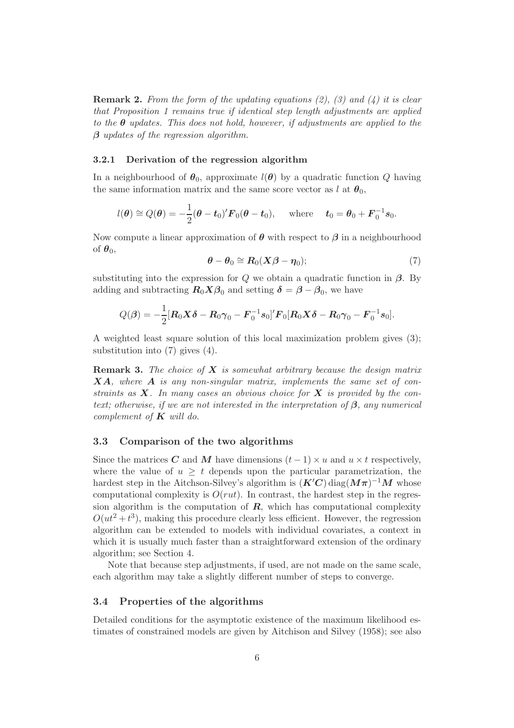**Remark 2.** *From the form of the updating equations (2), (3) and (4) it is clear that Proposition 1 remains true if identical step length adjustments are applied to the $\boldsymbol{\theta}$ updates. This does not hold, however, if adjustments are applied to the $\boldsymbol{\beta}$ updates of the regression algorithm.*

### 3.2.1 Derivation of the regression algorithm

In a neighbourhood of $\boldsymbol{\theta}_0$, approximate $l(\boldsymbol{\theta})$ by a quadratic function $Q$ having the same information matrix and the same score vector as $l$ at $\boldsymbol{\theta}_0$,

$$l(\boldsymbol{\theta}) \cong Q(\boldsymbol{\theta}) = -\frac{1}{2}(\boldsymbol{\theta} - \boldsymbol{t}_0)'\boldsymbol{F}_0(\boldsymbol{\theta} - \boldsymbol{t}_0), \quad \text{where} \quad \boldsymbol{t}_0 = \boldsymbol{\theta}_0 + \boldsymbol{F}_0^{-1}\boldsymbol{s}_0.$$

Now compute a linear approximation of $\boldsymbol{\theta}$ with respect to $\boldsymbol{\beta}$ in a neighbourhood of $\boldsymbol{\theta}_0$,

$$\boldsymbol{\theta} - \boldsymbol{\theta}_0 \cong \boldsymbol{R}_0(\boldsymbol{X}\boldsymbol{\beta} - \boldsymbol{\eta}_0); \tag{7}$$

substituting into the expression for $Q$ we obtain a quadratic function in $\boldsymbol{\beta}$. By adding and subtracting $\boldsymbol{R}_0\boldsymbol{X}\boldsymbol{\beta}_0$ and setting $\boldsymbol{\delta} = \boldsymbol{\beta} - \boldsymbol{\beta}_0$, we have

$$Q(\boldsymbol{\beta}) = -\frac{1}{2}[\boldsymbol{R}_0\boldsymbol{X}\boldsymbol{\delta} - \boldsymbol{R}_0\boldsymbol{\gamma}_0 - \boldsymbol{F}_0^{-1}\boldsymbol{s}_0]'\boldsymbol{F}_0[\boldsymbol{R}_0\boldsymbol{X}\boldsymbol{\delta} - \boldsymbol{R}_0\boldsymbol{\gamma}_0 - \boldsymbol{F}_0^{-1}\boldsymbol{s}_0].$$

A weighted least square solution of this local maximization problem gives (3); substitution into (7) gives (4).

**Remark 3.** *The choice of $\boldsymbol{X}$ is somewhat arbitrary because the design matrix $\boldsymbol{X}\boldsymbol{A}$, where $\boldsymbol{A}$ is any non-singular matrix, implements the same set of constraints as $\boldsymbol{X}$. In many cases an obvious choice for $\boldsymbol{X}$ is provided by the context; otherwise, if we are not interested in the interpretation of $\boldsymbol{\beta}$, any numerical complement of $\boldsymbol{K}$ will do.*

## 3.3 Comparison of the two algorithms

Since the matrices $\boldsymbol{C}$ and $\boldsymbol{M}$ have dimensions $(t-1) \times u$ and $u \times t$ respectively, where the value of $u \geq t$ depends upon the particular parametrization, the hardest step in the Aitchson-Silvey's algorithm is $(\boldsymbol{K}'\boldsymbol{C})\,\mathrm{diag}(\boldsymbol{M}\boldsymbol{\pi})^{-1}\boldsymbol{M}$ whose computational complexity is $O(rut)$. In contrast, the hardest step in the regression algorithm is the computation of $\boldsymbol{R}$, which has computational complexity $O(ut^2 + t^3)$, making this procedure clearly less efficient. However, the regression algorithm can be extended to models with individual covariates, a context in which it is usually much faster than a straightforward extension of the ordinary algorithm; see Section 4.

Note that because step adjustments, if used, are not made on the same scale, each algorithm may take a slightly different number of steps to converge.

## 3.4 Properties of the algorithms

Detailed conditions for the asymptotic existence of the maximum likelihood estimates of constrained models are given by Aitchison and Silvey (1958); see also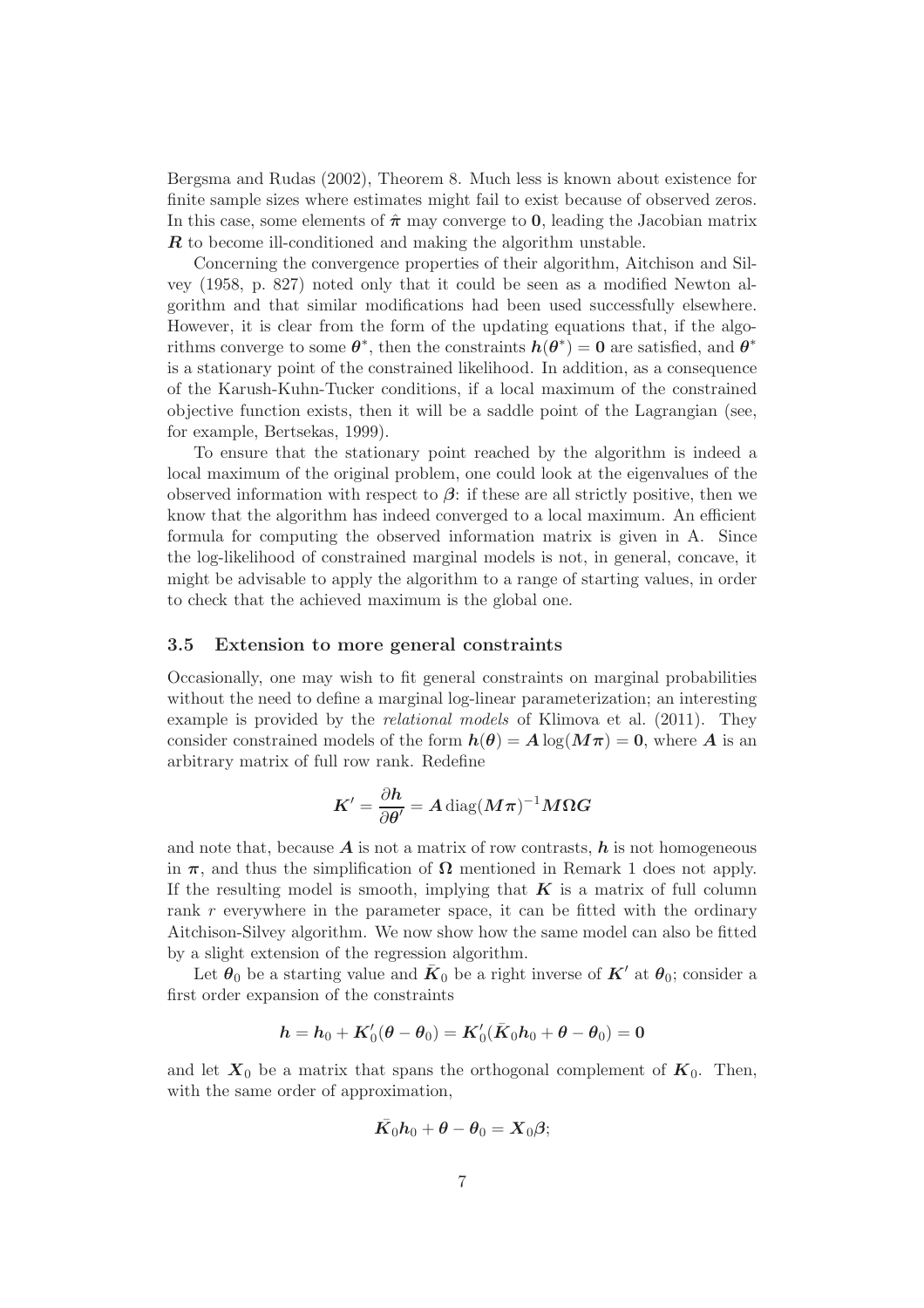Bergsma and Rudas (2002), Theorem 8. Much less is known about existence for finite sample sizes where estimates might fail to exist because of observed zeros. In this case, some elements of $\hat{\boldsymbol{\pi}}$ may converge to $\mathbf{0}$, leading the Jacobian matrix $\boldsymbol{R}$ to become ill-conditioned and making the algorithm unstable.

Concerning the convergence properties of their algorithm, Aitchison and Silvey (1958, p. 827) noted only that it could be seen as a modified Newton algorithm and that similar modifications had been used successfully elsewhere. However, it is clear from the form of the updating equations that, if the algorithms converge to some $\boldsymbol{\theta}^*$, then the constraints $\boldsymbol{h}(\boldsymbol{\theta}^*) = \mathbf{0}$ are satisfied, and $\boldsymbol{\theta}^*$ is a stationary point of the constrained likelihood. In addition, as a consequence of the Karush-Kuhn-Tucker conditions, if a local maximum of the constrained objective function exists, then it will be a saddle point of the Lagrangian (see, for example, Bertsekas, 1999).

To ensure that the stationary point reached by the algorithm is indeed a local maximum of the original problem, one could look at the eigenvalues of the observed information with respect to $\boldsymbol{\beta}$: if these are all strictly positive, then we know that the algorithm has indeed converged to a local maximum. An efficient formula for computing the observed information matrix is given in A. Since the log-likelihood of constrained marginal models is not, in general, concave, it might be advisable to apply the algorithm to a range of starting values, in order to check that the achieved maximum is the global one.

### 3.5 Extension to more general constraints

Occasionally, one may wish to fit general constraints on marginal probabilities without the need to define a marginal log-linear parameterization; an interesting example is provided by the *relational models* of Klimova et al. (2011). They consider constrained models of the form $\boldsymbol{h}(\boldsymbol{\theta}) = \boldsymbol{A}\log(\boldsymbol{M}\boldsymbol{\pi}) = \mathbf{0}$, where $\boldsymbol{A}$ is an arbitrary matrix of full row rank. Redefine

$$\boldsymbol{K}' = \frac{\partial \boldsymbol{h}}{\partial \boldsymbol{\theta}'} = \boldsymbol{A}\,\mathrm{diag}(\boldsymbol{M}\boldsymbol{\pi})^{-1}\boldsymbol{M}\boldsymbol{\Omega}\boldsymbol{G}$$

and note that, because $\boldsymbol{A}$ is not a matrix of row contrasts, $\boldsymbol{h}$ is not homogeneous in $\boldsymbol{\pi}$, and thus the simplification of $\boldsymbol{\Omega}$ mentioned in Remark 1 does not apply. If the resulting model is smooth, implying that $\boldsymbol{K}$ is a matrix of full column rank $r$ everywhere in the parameter space, it can be fitted with the ordinary Aitchison-Silvey algorithm. We now show how the same model can also be fitted by a slight extension of the regression algorithm.

Let $\boldsymbol{\theta}_0$ be a starting value and $\bar{\boldsymbol{K}}_0$ be a right inverse of $\boldsymbol{K}'$ at $\boldsymbol{\theta}_0$; consider a first order expansion of the constraints

$$\boldsymbol{h} = \boldsymbol{h}_0 + \boldsymbol{K}_0'(\boldsymbol{\theta} - \boldsymbol{\theta}_0) = \boldsymbol{K}_0'(\bar{\boldsymbol{K}}_0\boldsymbol{h}_0 + \boldsymbol{\theta} - \boldsymbol{\theta}_0) = \mathbf{0}$$

and let $\boldsymbol{X}_0$ be a matrix that spans the orthogonal complement of $\boldsymbol{K}_0$. Then, with the same order of approximation,

$$\bar{\boldsymbol{K}}_0\boldsymbol{h}_0 + \boldsymbol{\theta} - \boldsymbol{\theta}_0 = \boldsymbol{X}_0\boldsymbol{\beta};$$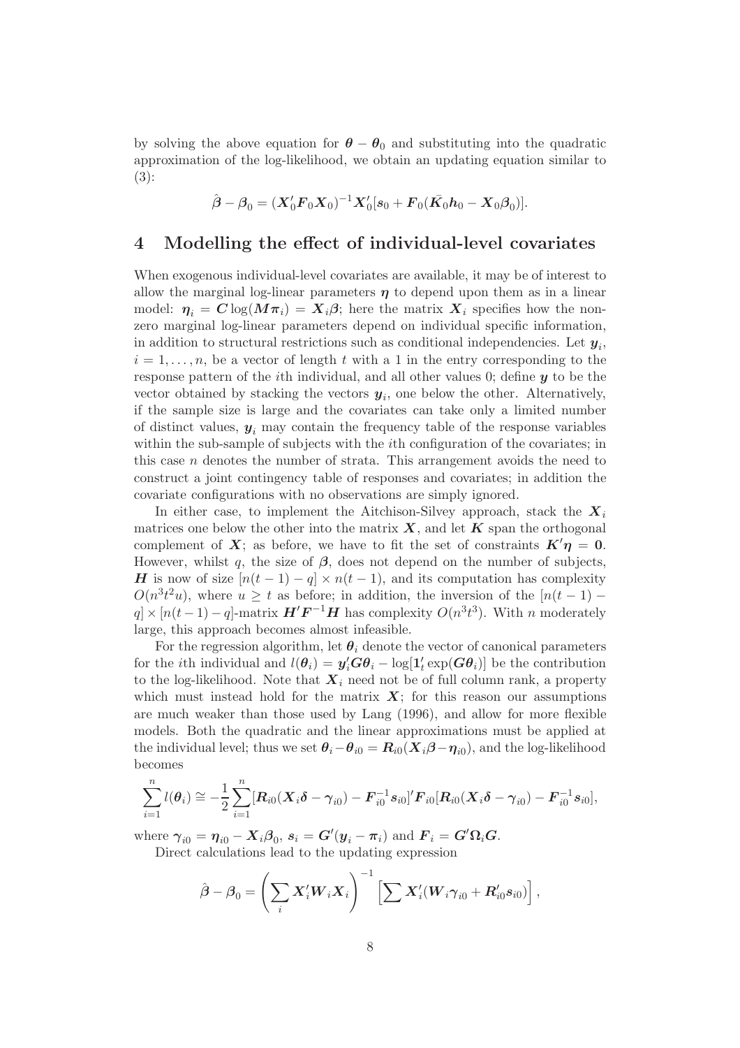by solving the above equation for $\boldsymbol{\theta} - \boldsymbol{\theta}_0$ and substituting into the quadratic approximation of the log-likelihood, we obtain an updating equation similar to (3):

$$\hat{\boldsymbol{\beta}} - \boldsymbol{\beta}_0 = (\boldsymbol{X}_0'\boldsymbol{F}_0\boldsymbol{X}_0)^{-1}\boldsymbol{X}_0'[\boldsymbol{s}_0 + \boldsymbol{F}_0(\bar{\boldsymbol{K}}_0\boldsymbol{h}_0 - \boldsymbol{X}_0\boldsymbol{\beta}_0)].$$

## 4 Modelling the effect of individual-level covariates

When exogenous individual-level covariates are available, it may be of interest to allow the marginal log-linear parameters $\boldsymbol{\eta}$ to depend upon them as in a linear model: $\boldsymbol{\eta}_i = \boldsymbol{C}\log(\boldsymbol{M}\boldsymbol{\pi}_i) = \boldsymbol{X}_i\boldsymbol{\beta}$; here the matrix $\boldsymbol{X}_i$ specifies how the non-zero marginal log-linear parameters depend on individual specific information, in addition to structural restrictions such as conditional independencies. Let $\boldsymbol{y}_i$, $i = 1, \ldots, n$, be a vector of length $t$ with a 1 in the entry corresponding to the response pattern of the $i$th individual, and all other values 0; define $\boldsymbol{y}$ to be the vector obtained by stacking the vectors $\boldsymbol{y}_i$, one below the other. Alternatively, if the sample size is large and the covariates can take only a limited number of distinct values, $\boldsymbol{y}_i$ may contain the frequency table of the response variables within the sub-sample of subjects with the $i$th configuration of the covariates; in this case $n$ denotes the number of strata. This arrangement avoids the need to construct a joint contingency table of responses and covariates; in addition the covariate configurations with no observations are simply ignored.

In either case, to implement the Aitchison-Silvey approach, stack the $\boldsymbol{X}_i$ matrices one below the other into the matrix $\boldsymbol{X}$, and let $\boldsymbol{K}$ span the orthogonal complement of $\boldsymbol{X}$; as before, we have to fit the set of constraints $\boldsymbol{K}'\boldsymbol{\eta} = \boldsymbol{0}$. However, whilst $q$, the size of $\boldsymbol{\beta}$, does not depend on the number of subjects, $\boldsymbol{H}$ is now of size $[n(t-1) - q] \times n(t-1)$, and its computation has complexity $O(n^3t^2u)$, where $u \geq t$ as before; in addition, the inversion of the $[n(t-1) - q] \times [n(t-1) - q]$-matrix $\boldsymbol{H}'\boldsymbol{F}^{-1}\boldsymbol{H}$ has complexity $O(n^3t^3)$. With $n$ moderately large, this approach becomes almost infeasible.

For the regression algorithm, let $\boldsymbol{\theta}_i$ denote the vector of canonical parameters for the $i$th individual and $l(\boldsymbol{\theta}_i) = \boldsymbol{y}_i'\boldsymbol{G}\boldsymbol{\theta}_i - \log[\boldsymbol{1}_t'\exp(\boldsymbol{G}\boldsymbol{\theta}_i)]$ be the contribution to the log-likelihood. Note that $\boldsymbol{X}_i$ need not be of full column rank, a property which must instead hold for the matrix $\boldsymbol{X}$; for this reason our assumptions are much weaker than those used by Lang (1996), and allow for more flexible models. Both the quadratic and the linear approximations must be applied at the individual level; thus we set $\boldsymbol{\theta}_i - \boldsymbol{\theta}_{i0} = \boldsymbol{R}_{i0}(\boldsymbol{X}_i\boldsymbol{\beta} - \boldsymbol{\eta}_{i0})$, and the log-likelihood becomes

$$\sum_{i=1}^{n} l(\boldsymbol{\theta}_i) \cong -\frac{1}{2}\sum_{i=1}^{n}[\boldsymbol{R}_{i0}(\boldsymbol{X}_i\boldsymbol{\delta} - \boldsymbol{\gamma}_{i0}) - \boldsymbol{F}_{i0}^{-1}\boldsymbol{s}_{i0}]'\boldsymbol{F}_{i0}[\boldsymbol{R}_{i0}(\boldsymbol{X}_i\boldsymbol{\delta} - \boldsymbol{\gamma}_{i0}) - \boldsymbol{F}_{i0}^{-1}\boldsymbol{s}_{i0}],$$

where $\boldsymbol{\gamma}_{i0} = \boldsymbol{\eta}_{i0} - \boldsymbol{X}_i\boldsymbol{\beta}_0$, $\boldsymbol{s}_i = \boldsymbol{G}'(\boldsymbol{y}_i - \boldsymbol{\pi}_i)$ and $\boldsymbol{F}_i = \boldsymbol{G}'\boldsymbol{\Omega}_i\boldsymbol{G}$.

Direct calculations lead to the updating expression

$$\hat{\boldsymbol{\beta}} - \boldsymbol{\beta}_0 = \left(\sum_i \boldsymbol{X}_i'\boldsymbol{W}_i\boldsymbol{X}_i\right)^{-1}\left[\sum \boldsymbol{X}_i'(\boldsymbol{W}_i\boldsymbol{\gamma}_{i0} + \boldsymbol{R}_{i0}'\boldsymbol{s}_{i0})\right],$$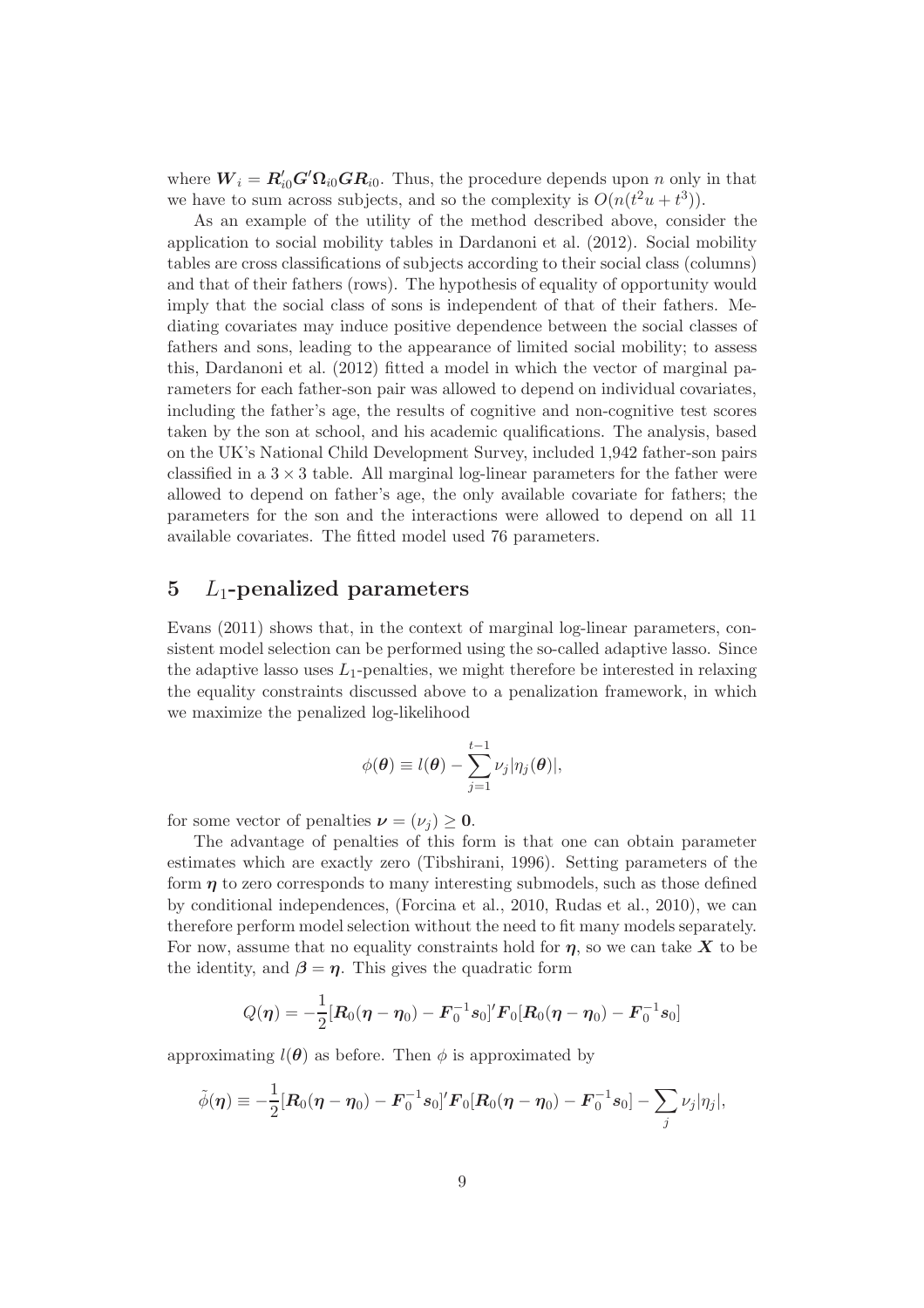where $\boldsymbol{W}_i = \boldsymbol{R}_{i0}' \boldsymbol{G}' \boldsymbol{\Omega}_{i0} \boldsymbol{G} \boldsymbol{R}_{i0}$. Thus, the procedure depends upon $n$ only in that we have to sum across subjects, and so the complexity is $O(n(t^2 u + t^3))$.

As an example of the utility of the method described above, consider the application to social mobility tables in Dardanoni et al. (2012). Social mobility tables are cross classifications of subjects according to their social class (columns) and that of their fathers (rows). The hypothesis of equality of opportunity would imply that the social class of sons is independent of that of their fathers. Mediating covariates may induce positive dependence between the social classes of fathers and sons, leading to the appearance of limited social mobility; to assess this, Dardanoni et al. (2012) fitted a model in which the vector of marginal parameters for each father-son pair was allowed to depend on individual covariates, including the father's age, the results of cognitive and non-cognitive test scores taken by the son at school, and his academic qualifications. The analysis, based on the UK's National Child Development Survey, included 1,942 father-son pairs classified in a $3 \times 3$ table. All marginal log-linear parameters for the father were allowed to depend on father's age, the only available covariate for fathers; the parameters for the son and the interactions were allowed to depend on all 11 available covariates. The fitted model used 76 parameters.

## 5 $L_1$-penalized parameters

Evans (2011) shows that, in the context of marginal log-linear parameters, consistent model selection can be performed using the so-called adaptive lasso. Since the adaptive lasso uses $L_1$-penalties, we might therefore be interested in relaxing the equality constraints discussed above to a penalization framework, in which we maximize the penalized log-likelihood

$$\phi(\boldsymbol{\theta}) \equiv l(\boldsymbol{\theta}) - \sum_{j=1}^{t-1} \nu_j |\eta_j(\boldsymbol{\theta})|,$$

for some vector of penalties $\boldsymbol{\nu} = (\nu_j) \geq \boldsymbol{0}$.

The advantage of penalties of this form is that one can obtain parameter estimates which are exactly zero (Tibshirani, 1996). Setting parameters of the form $\boldsymbol{\eta}$ to zero corresponds to many interesting submodels, such as those defined by conditional independences, (Forcina et al., 2010, Rudas et al., 2010), we can therefore perform model selection without the need to fit many models separately. For now, assume that no equality constraints hold for $\boldsymbol{\eta}$, so we can take $\boldsymbol{X}$ to be the identity, and $\boldsymbol{\beta} = \boldsymbol{\eta}$. This gives the quadratic form

$$Q(\boldsymbol{\eta}) = -\frac{1}{2}[\boldsymbol{R}_0(\boldsymbol{\eta} - \boldsymbol{\eta}_0) - \boldsymbol{F}_0^{-1}\boldsymbol{s}_0]' \boldsymbol{F}_0 [\boldsymbol{R}_0(\boldsymbol{\eta} - \boldsymbol{\eta}_0) - \boldsymbol{F}_0^{-1}\boldsymbol{s}_0]$$

approximating $l(\boldsymbol{\theta})$ as before. Then $\phi$ is approximated by

$$\tilde{\phi}(\boldsymbol{\eta}) \equiv -\frac{1}{2}[\boldsymbol{R}_0(\boldsymbol{\eta} - \boldsymbol{\eta}_0) - \boldsymbol{F}_0^{-1}\boldsymbol{s}_0]' \boldsymbol{F}_0 [\boldsymbol{R}_0(\boldsymbol{\eta} - \boldsymbol{\eta}_0) - \boldsymbol{F}_0^{-1}\boldsymbol{s}_0] - \sum_j \nu_j |\eta_j|,$$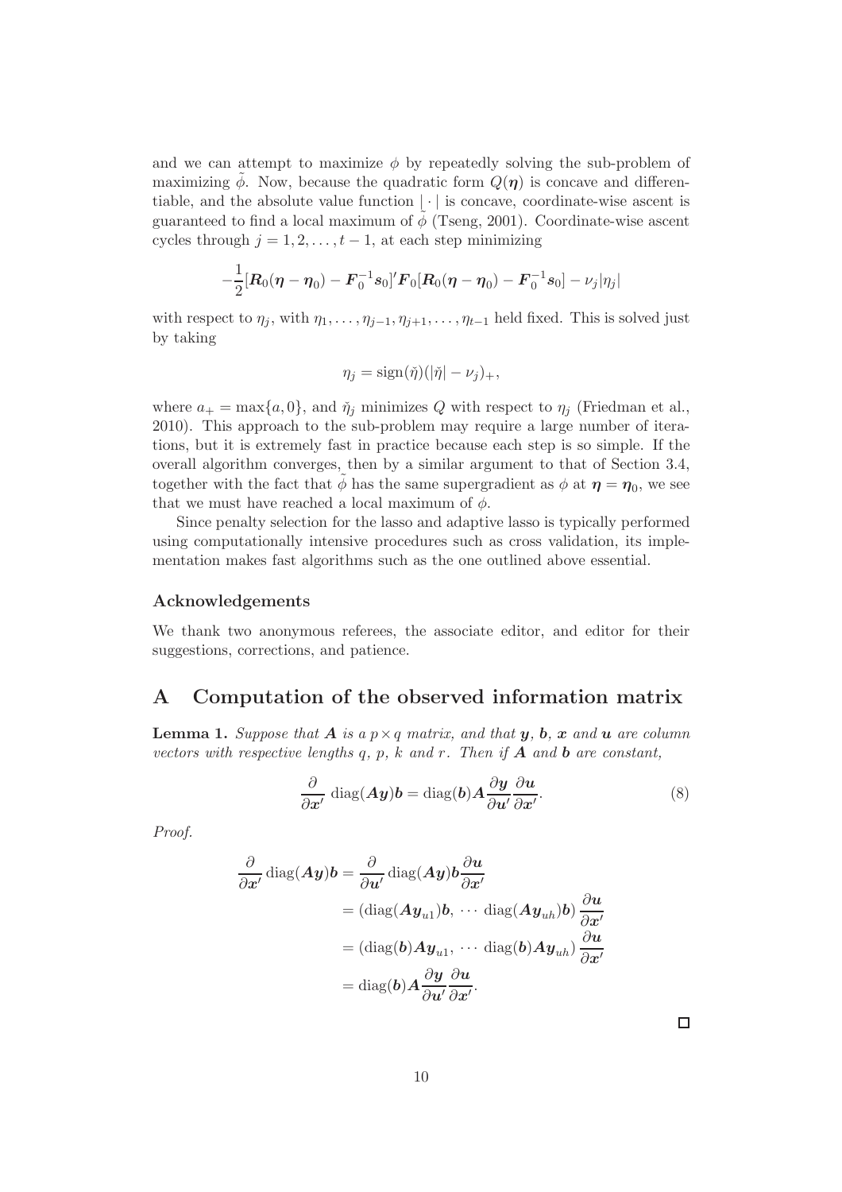and we can attempt to maximize $\phi$ by repeatedly solving the sub-problem of maximizing $\tilde{\phi}$. Now, because the quadratic form $Q(\boldsymbol{\eta})$ is concave and differentiable, and the absolute value function $|\cdot|$ is concave, coordinate-wise ascent is guaranteed to find a local maximum of $\tilde{\phi}$ (Tseng, 2001). Coordinate-wise ascent cycles through $j = 1, 2, \ldots, t-1$, at each step minimizing

$$-\frac{1}{2}[\boldsymbol{R}_0(\boldsymbol{\eta} - \boldsymbol{\eta}_0) - \boldsymbol{F}_0^{-1}\boldsymbol{s}_0]'\boldsymbol{F}_0[\boldsymbol{R}_0(\boldsymbol{\eta} - \boldsymbol{\eta}_0) - \boldsymbol{F}_0^{-1}\boldsymbol{s}_0] - \nu_j|\eta_j|$$

with respect to $\eta_j$, with $\eta_1, \ldots, \eta_{j-1}, \eta_{j+1}, \ldots, \eta_{t-1}$ held fixed. This is solved just by taking

$$\eta_j = \operatorname{sign}(\check{\eta})(|\check{\eta}| - \nu_j)_+,$$

where $a_+ = \max\{a, 0\}$, and $\check{\eta}_j$ minimizes $Q$ with respect to $\eta_j$ (Friedman et al., 2010). This approach to the sub-problem may require a large number of iterations, but it is extremely fast in practice because each step is so simple. If the overall algorithm converges, then by a similar argument to that of Section 3.4, together with the fact that $\tilde{\phi}$ has the same supergradient as $\phi$ at $\boldsymbol{\eta} = \boldsymbol{\eta}_0$, we see that we must have reached a local maximum of $\phi$.

Since penalty selection for the lasso and adaptive lasso is typically performed using computationally intensive procedures such as cross validation, its implementation makes fast algorithms such as the one outlined above essential.

### Acknowledgements

We thank two anonymous referees, the associate editor, and editor for their suggestions, corrections, and patience.

## A Computation of the observed information matrix

**Lemma 1.** *Suppose that $\boldsymbol{A}$ is a $p \times q$ matrix, and that $\boldsymbol{y}$, $\boldsymbol{b}$, $\boldsymbol{x}$ and $\boldsymbol{u}$ are column vectors with respective lengths $q$, $p$, $k$ and $r$. Then if $\boldsymbol{A}$ and $\boldsymbol{b}$ are constant,*

$$\frac{\partial}{\partial \boldsymbol{x}'} \operatorname{diag}(\boldsymbol{A}\boldsymbol{y})\boldsymbol{b} = \operatorname{diag}(\boldsymbol{b})\boldsymbol{A}\frac{\partial \boldsymbol{y}}{\partial \boldsymbol{u}'}\frac{\partial \boldsymbol{u}}{\partial \boldsymbol{x}'}. \tag{8}$$

*Proof.*

$$\begin{aligned}
\frac{\partial}{\partial \boldsymbol{x}'} \operatorname{diag}(\boldsymbol{A}\boldsymbol{y})\boldsymbol{b} &= \frac{\partial}{\partial \boldsymbol{u}'} \operatorname{diag}(\boldsymbol{A}\boldsymbol{y})\boldsymbol{b}\frac{\partial \boldsymbol{u}}{\partial \boldsymbol{x}'} \\
&= (\operatorname{diag}(\boldsymbol{A}\boldsymbol{y}_{u1})\boldsymbol{b}, \ \cdots \ \operatorname{diag}(\boldsymbol{A}\boldsymbol{y}_{uh})\boldsymbol{b})\,\frac{\partial \boldsymbol{u}}{\partial \boldsymbol{x}'} \\
&= (\operatorname{diag}(\boldsymbol{b})\boldsymbol{A}\boldsymbol{y}_{u1}, \ \cdots \ \operatorname{diag}(\boldsymbol{b})\boldsymbol{A}\boldsymbol{y}_{uh})\,\frac{\partial \boldsymbol{u}}{\partial \boldsymbol{x}'} \\
&= \operatorname{diag}(\boldsymbol{b})\boldsymbol{A}\frac{\partial \boldsymbol{y}}{\partial \boldsymbol{u}'}\frac{\partial \boldsymbol{u}}{\partial \boldsymbol{x}'}.
\end{aligned}$$

□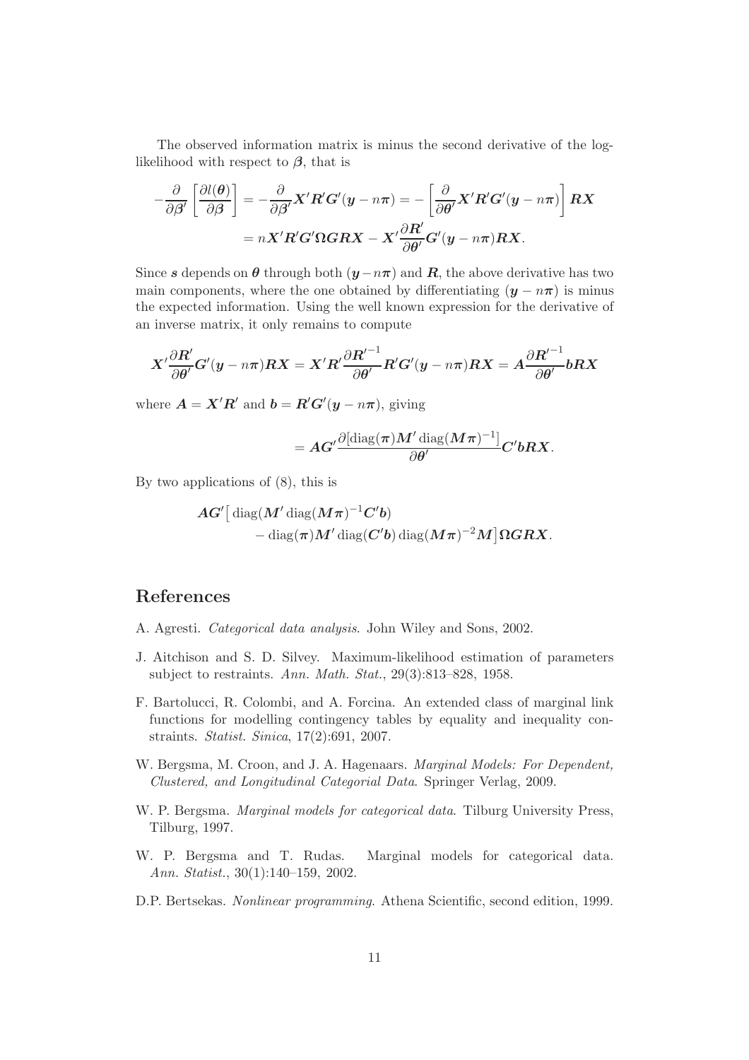The observed information matrix is minus the second derivative of the log-likelihood with respect to $\boldsymbol{\beta}$, that is

$$
-\frac{\partial}{\partial \boldsymbol{\beta}'}\left[\frac{\partial l(\boldsymbol{\theta})}{\partial \boldsymbol{\beta}}\right] = -\frac{\partial}{\partial \boldsymbol{\beta}'}\boldsymbol{X}'\boldsymbol{R}'\boldsymbol{G}'(\boldsymbol{y}-n\boldsymbol{\pi}) = -\left[\frac{\partial}{\partial \boldsymbol{\theta}'}\boldsymbol{X}'\boldsymbol{R}'\boldsymbol{G}'(\boldsymbol{y}-n\boldsymbol{\pi})\right]\boldsymbol{R}\boldsymbol{X}
$$
$$
= n\boldsymbol{X}'\boldsymbol{R}'\boldsymbol{G}'\boldsymbol{\Omega}\boldsymbol{G}\boldsymbol{R}\boldsymbol{X} - \boldsymbol{X}'\frac{\partial \boldsymbol{R}'}{\partial \boldsymbol{\theta}'}\boldsymbol{G}'(\boldsymbol{y}-n\boldsymbol{\pi})\boldsymbol{R}\boldsymbol{X}.
$$

Since $\boldsymbol{s}$ depends on $\boldsymbol{\theta}$ through both $(\boldsymbol{y}-n\boldsymbol{\pi})$ and $\boldsymbol{R}$, the above derivative has two main components, where the one obtained by differentiating $(\boldsymbol{y}-n\boldsymbol{\pi})$ is minus the expected information. Using the well known expression for the derivative of an inverse matrix, it only remains to compute

$$
\boldsymbol{X}'\frac{\partial \boldsymbol{R}'}{\partial \boldsymbol{\theta}'}\boldsymbol{G}'(\boldsymbol{y}-n\boldsymbol{\pi})\boldsymbol{R}\boldsymbol{X} = \boldsymbol{X}'\boldsymbol{R}'\frac{\partial \boldsymbol{R}'^{-1}}{\partial \boldsymbol{\theta}'}\boldsymbol{R}'\boldsymbol{G}'(\boldsymbol{y}-n\boldsymbol{\pi})\boldsymbol{R}\boldsymbol{X} = \boldsymbol{A}\frac{\partial \boldsymbol{R}'^{-1}}{\partial \boldsymbol{\theta}'}\boldsymbol{b}\boldsymbol{R}\boldsymbol{X}
$$

where $\boldsymbol{A} = \boldsymbol{X}'\boldsymbol{R}'$ and $\boldsymbol{b} = \boldsymbol{R}'\boldsymbol{G}'(\boldsymbol{y}-n\boldsymbol{\pi})$, giving

$$
= \boldsymbol{A}\boldsymbol{G}'\frac{\partial[\operatorname{diag}(\boldsymbol{\pi})\boldsymbol{M}'\operatorname{diag}(\boldsymbol{M}\boldsymbol{\pi})^{-1}]}{\partial \boldsymbol{\theta}'}\boldsymbol{C}'\boldsymbol{b}\boldsymbol{R}\boldsymbol{X}.
$$

By two applications of (8), this is

$$
\boldsymbol{A}\boldsymbol{G}'\big[\operatorname{diag}(\boldsymbol{M}'\operatorname{diag}(\boldsymbol{M}\boldsymbol{\pi})^{-1}\boldsymbol{C}'\boldsymbol{b})
- \operatorname{diag}(\boldsymbol{\pi})\boldsymbol{M}'\operatorname{diag}(\boldsymbol{C}'\boldsymbol{b})\operatorname{diag}(\boldsymbol{M}\boldsymbol{\pi})^{-2}\boldsymbol{M}\big]\boldsymbol{\Omega}\boldsymbol{G}\boldsymbol{R}\boldsymbol{X}.
$$

## References

A. Agresti. *Categorical data analysis*. John Wiley and Sons, 2002.

J. Aitchison and S. D. Silvey. Maximum-likelihood estimation of parameters subject to restraints. *Ann. Math. Stat.*, 29(3):813–828, 1958.

F. Bartolucci, R. Colombi, and A. Forcina. An extended class of marginal link functions for modelling contingency tables by equality and inequality constraints. *Statist. Sinica*, 17(2):691, 2007.

W. Bergsma, M. Croon, and J. A. Hagenaars. *Marginal Models: For Dependent, Clustered, and Longitudinal Categorial Data*. Springer Verlag, 2009.

W. P. Bergsma. *Marginal models for categorical data*. Tilburg University Press, Tilburg, 1997.

W. P. Bergsma and T. Rudas. Marginal models for categorical data. *Ann. Statist.*, 30(1):140–159, 2002.

D.P. Bertsekas. *Nonlinear programming*. Athena Scientific, second edition, 1999.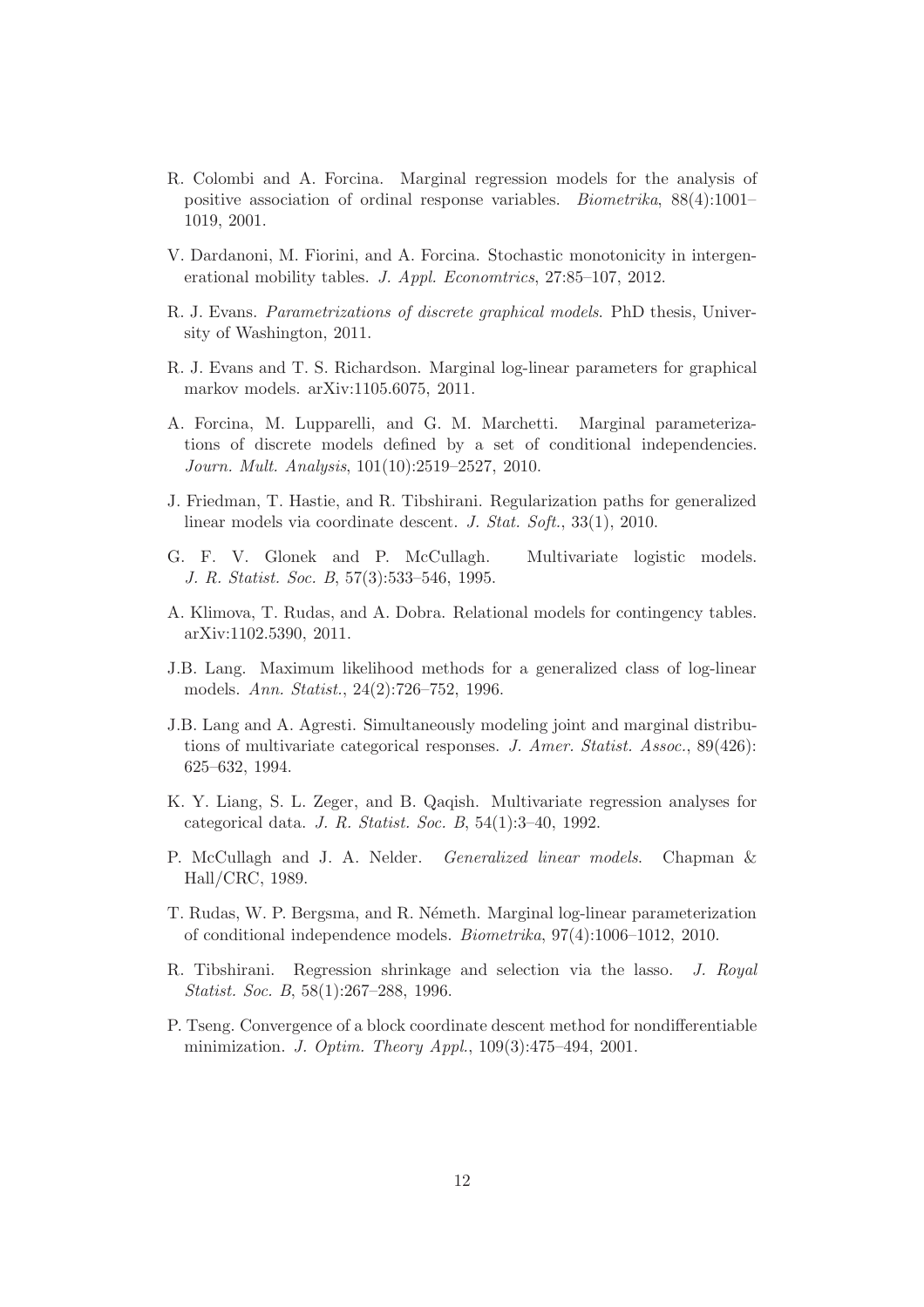R. Colombi and A. Forcina. Marginal regression models for the analysis of positive association of ordinal response variables. *Biometrika*, 88(4):1001–1019, 2001.

V. Dardanoni, M. Fiorini, and A. Forcina. Stochastic monotonicity in intergenerational mobility tables. *J. Appl. Economtrics*, 27:85–107, 2012.

R. J. Evans. *Parametrizations of discrete graphical models*. PhD thesis, University of Washington, 2011.

R. J. Evans and T. S. Richardson. Marginal log-linear parameters for graphical markov models. arXiv:1105.6075, 2011.

A. Forcina, M. Lupparelli, and G. M. Marchetti. Marginal parameterizations of discrete models defined by a set of conditional independencies. *Journ. Mult. Analysis*, 101(10):2519–2527, 2010.

J. Friedman, T. Hastie, and R. Tibshirani. Regularization paths for generalized linear models via coordinate descent. *J. Stat. Soft.*, 33(1), 2010.

G. F. V. Glonek and P. McCullagh. Multivariate logistic models. *J. R. Statist. Soc. B*, 57(3):533–546, 1995.

A. Klimova, T. Rudas, and A. Dobra. Relational models for contingency tables. arXiv:1102.5390, 2011.

J.B. Lang. Maximum likelihood methods for a generalized class of log-linear models. *Ann. Statist.*, 24(2):726–752, 1996.

J.B. Lang and A. Agresti. Simultaneously modeling joint and marginal distributions of multivariate categorical responses. *J. Amer. Statist. Assoc.*, 89(426): 625–632, 1994.

K. Y. Liang, S. L. Zeger, and B. Qaqish. Multivariate regression analyses for categorical data. *J. R. Statist. Soc. B*, 54(1):3–40, 1992.

P. McCullagh and J. A. Nelder. *Generalized linear models*. Chapman & Hall/CRC, 1989.

T. Rudas, W. P. Bergsma, and R. Németh. Marginal log-linear parameterization of conditional independence models. *Biometrika*, 97(4):1006–1012, 2010.

R. Tibshirani. Regression shrinkage and selection via the lasso. *J. Royal Statist. Soc. B*, 58(1):267–288, 1996.

P. Tseng. Convergence of a block coordinate descent method for nondifferentiable minimization. *J. Optim. Theory Appl.*, 109(3):475–494, 2001.